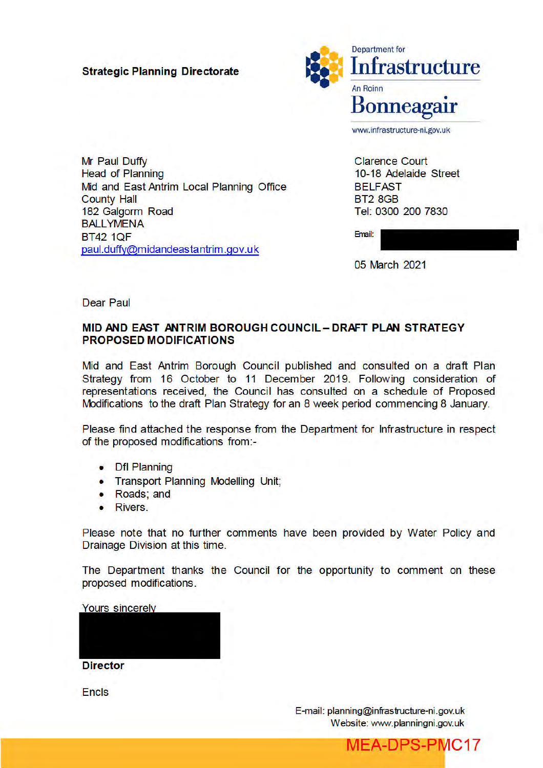**Strategic Planning Directorate**

Department for
Infrastructure
An Roinn
Bonneagair
www.infrastructure-ni.gov.uk

Mr Paul Duffy
Head of Planning
Mid and East Antrim Local Planning Office
County Hall
182 Galgorm Road
BALLYMENA
BT42 1QF
paul.duffy@midandeastantrim.gov.uk

Clarence Court
10-18 Adelaide Street
BELFAST
BT2 8GB
Tel: 0300 200 7830

Email:

05 March 2021

Dear Paul

**MID AND EAST ANTRIM BOROUGH COUNCIL – DRAFT PLAN STRATEGY PROPOSED MODIFICATIONS**

Mid and East Antrim Borough Council published and consulted on a draft Plan Strategy from 16 October to 11 December 2019. Following consideration of representations received, the Council has consulted on a schedule of Proposed Modifications to the draft Plan Strategy for an 8 week period commencing 8 January.

Please find attached the response from the Department for Infrastructure in respect of the proposed modifications from:-

- DfI Planning
- Transport Planning Modelling Unit;
- Roads; and
- Rivers.

Please note that no further comments have been provided by Water Policy and Drainage Division at this time.

The Department thanks the Council for the opportunity to comment on these proposed modifications.

Yours sincerely

**Director**

Encls

E-mail: planning@infrastructure-ni.gov.uk
Website: www.planningni.gov.uk

MEA-DPS-PMC17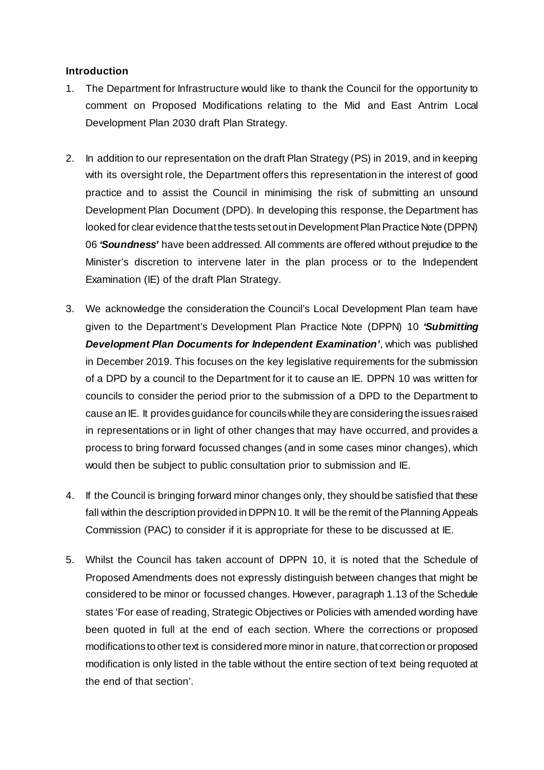**Introduction**

1. The Department for Infrastructure would like to thank the Council for the opportunity to comment on Proposed Modifications relating to the Mid and East Antrim Local Development Plan 2030 draft Plan Strategy.

2. In addition to our representation on the draft Plan Strategy (PS) in 2019, and in keeping with its oversight role, the Department offers this representation in the interest of good practice and to assist the Council in minimising the risk of submitting an unsound Development Plan Document (DPD). In developing this response, the Department has looked for clear evidence that the tests set out in Development Plan Practice Note (DPPN) 06 ***'Soundness'*** have been addressed. All comments are offered without prejudice to the Minister's discretion to intervene later in the plan process or to the Independent Examination (IE) of the draft Plan Strategy.

3. We acknowledge the consideration the Council's Local Development Plan team have given to the Department's Development Plan Practice Note (DPPN) 10 ***'Submitting Development Plan Documents for Independent Examination'***, which was published in December 2019. This focuses on the key legislative requirements for the submission of a DPD by a council to the Department for it to cause an IE. DPPN 10 was written for councils to consider the period prior to the submission of a DPD to the Department to cause an IE. It provides guidance for councils while they are considering the issues raised in representations or in light of other changes that may have occurred, and provides a process to bring forward focussed changes (and in some cases minor changes), which would then be subject to public consultation prior to submission and IE.

4. If the Council is bringing forward minor changes only, they should be satisfied that these fall within the description provided in DPPN 10. It will be the remit of the Planning Appeals Commission (PAC) to consider if it is appropriate for these to be discussed at IE.

5. Whilst the Council has taken account of DPPN 10, it is noted that the Schedule of Proposed Amendments does not expressly distinguish between changes that might be considered to be minor or focussed changes. However, paragraph 1.13 of the Schedule states 'For ease of reading, Strategic Objectives or Policies with amended wording have been quoted in full at the end of each section. Where the corrections or proposed modifications to other text is considered more minor in nature, that correction or proposed modification is only listed in the table without the entire section of text being requoted at the end of that section'.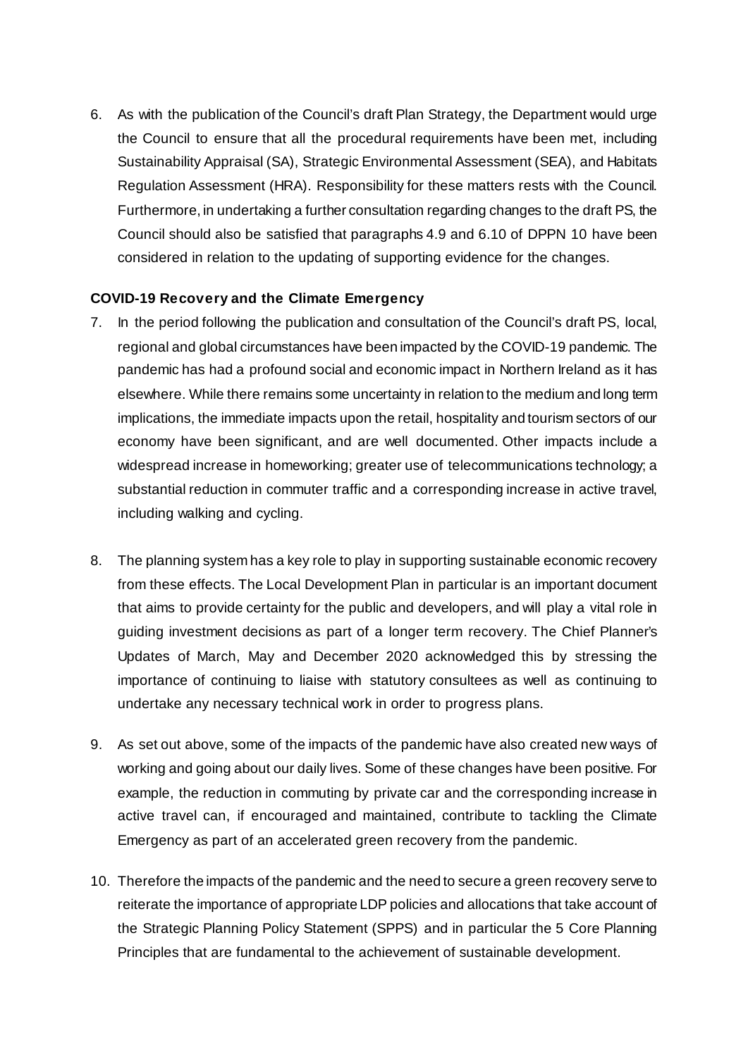6. As with the publication of the Council's draft Plan Strategy, the Department would urge the Council to ensure that all the procedural requirements have been met, including Sustainability Appraisal (SA), Strategic Environmental Assessment (SEA), and Habitats Regulation Assessment (HRA). Responsibility for these matters rests with the Council. Furthermore, in undertaking a further consultation regarding changes to the draft PS, the Council should also be satisfied that paragraphs 4.9 and 6.10 of DPPN 10 have been considered in relation to the updating of supporting evidence for the changes.

**COVID-19 Recovery and the Climate Emergency**

7. In the period following the publication and consultation of the Council's draft PS, local, regional and global circumstances have been impacted by the COVID-19 pandemic. The pandemic has had a profound social and economic impact in Northern Ireland as it has elsewhere. While there remains some uncertainty in relation to the medium and long term implications, the immediate impacts upon the retail, hospitality and tourism sectors of our economy have been significant, and are well documented. Other impacts include a widespread increase in homeworking; greater use of telecommunications technology; a substantial reduction in commuter traffic and a corresponding increase in active travel, including walking and cycling.

8. The planning system has a key role to play in supporting sustainable economic recovery from these effects. The Local Development Plan in particular is an important document that aims to provide certainty for the public and developers, and will play a vital role in guiding investment decisions as part of a longer term recovery. The Chief Planner's Updates of March, May and December 2020 acknowledged this by stressing the importance of continuing to liaise with statutory consultees as well as continuing to undertake any necessary technical work in order to progress plans.

9. As set out above, some of the impacts of the pandemic have also created new ways of working and going about our daily lives. Some of these changes have been positive. For example, the reduction in commuting by private car and the corresponding increase in active travel can, if encouraged and maintained, contribute to tackling the Climate Emergency as part of an accelerated green recovery from the pandemic.

10. Therefore the impacts of the pandemic and the need to secure a green recovery serve to reiterate the importance of appropriate LDP policies and allocations that take account of the Strategic Planning Policy Statement (SPPS) and in particular the 5 Core Planning Principles that are fundamental to the achievement of sustainable development.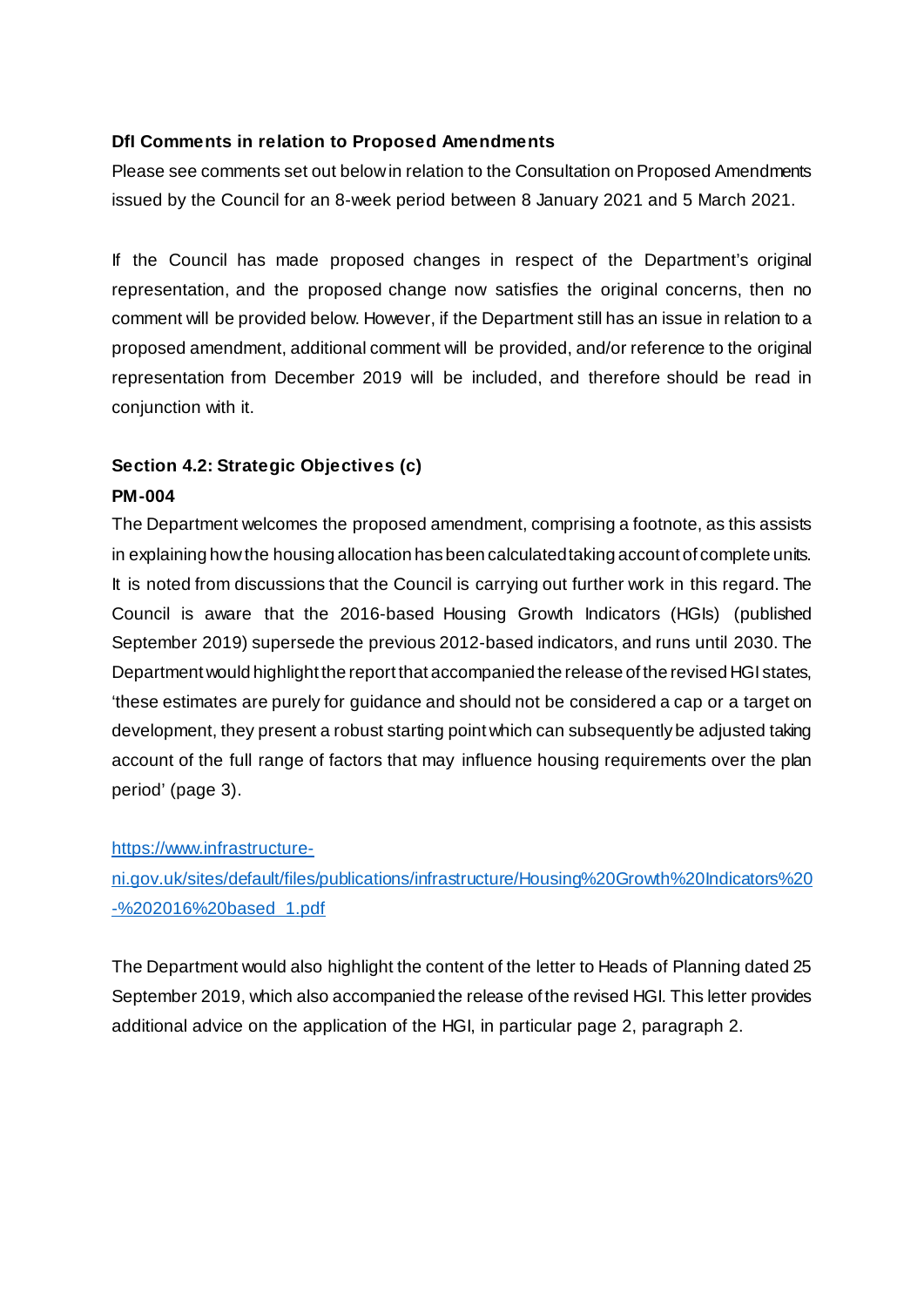**DfI Comments in relation to Proposed Amendments**

Please see comments set out below in relation to the Consultation on Proposed Amendments issued by the Council for an 8-week period between 8 January 2021 and 5 March 2021.

If the Council has made proposed changes in respect of the Department's original representation, and the proposed change now satisfies the original concerns, then no comment will be provided below. However, if the Department still has an issue in relation to a proposed amendment, additional comment will be provided, and/or reference to the original representation from December 2019 will be included, and therefore should be read in conjunction with it.

**Section 4.2: Strategic Objectives (c)**

**PM-004**

The Department welcomes the proposed amendment, comprising a footnote, as this assists in explaining how the housing allocation has been calculated taking account of complete units. It is noted from discussions that the Council is carrying out further work in this regard. The Council is aware that the 2016-based Housing Growth Indicators (HGIs) (published September 2019) supersede the previous 2012-based indicators, and runs until 2030. The Department would highlight the report that accompanied the release of the revised HGI states, 'these estimates are purely for guidance and should not be considered a cap or a target on development, they present a robust starting point which can subsequently be adjusted taking account of the full range of factors that may influence housing requirements over the plan period' (page 3).

[https://www.infrastructure-ni.gov.uk/sites/default/files/publications/infrastructure/Housing%20Growth%20Indicators%20-%202016%20based_1.pdf](https://www.infrastructure-ni.gov.uk/sites/default/files/publications/infrastructure/Housing%20Growth%20Indicators%20-%202016%20based_1.pdf)

The Department would also highlight the content of the letter to Heads of Planning dated 25 September 2019, which also accompanied the release of the revised HGI. This letter provides additional advice on the application of the HGI, in particular page 2, paragraph 2.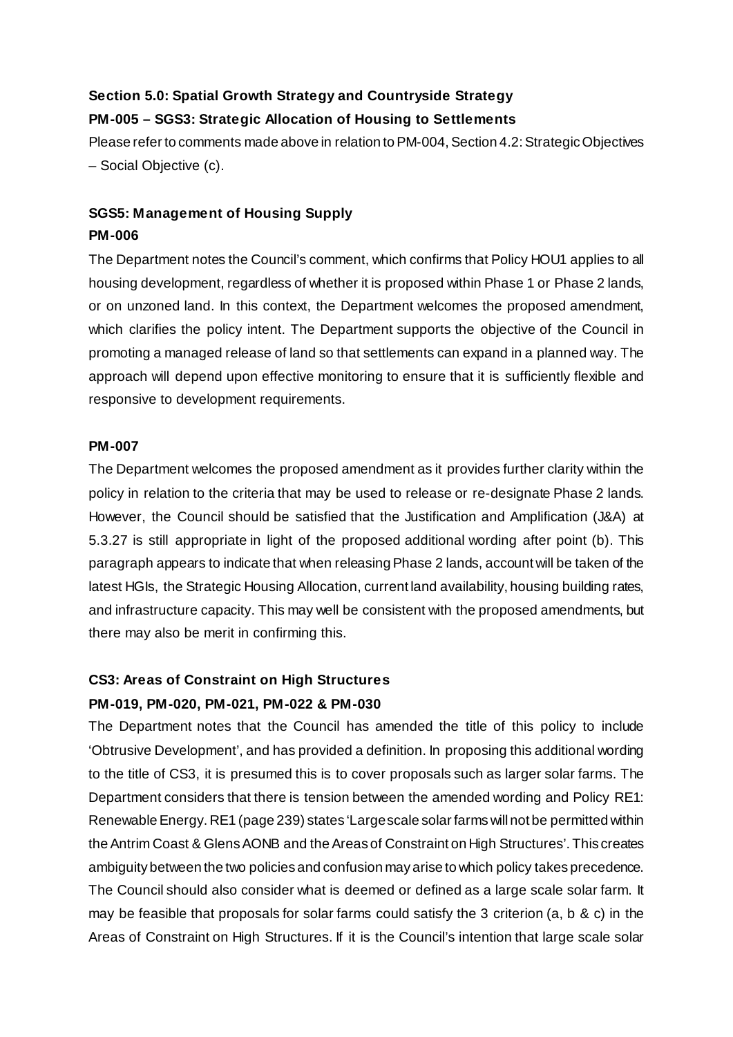**Section 5.0: Spatial Growth Strategy and Countryside Strategy**

**PM-005 – SGS3: Strategic Allocation of Housing to Settlements**

Please refer to comments made above in relation to PM-004, Section 4.2: Strategic Objectives – Social Objective (c).

**SGS5: Management of Housing Supply**

**PM-006**

The Department notes the Council's comment, which confirms that Policy HOU1 applies to all housing development, regardless of whether it is proposed within Phase 1 or Phase 2 lands, or on unzoned land. In this context, the Department welcomes the proposed amendment, which clarifies the policy intent. The Department supports the objective of the Council in promoting a managed release of land so that settlements can expand in a planned way. The approach will depend upon effective monitoring to ensure that it is sufficiently flexible and responsive to development requirements.

**PM-007**

The Department welcomes the proposed amendment as it provides further clarity within the policy in relation to the criteria that may be used to release or re-designate Phase 2 lands. However, the Council should be satisfied that the Justification and Amplification (J&A) at 5.3.27 is still appropriate in light of the proposed additional wording after point (b). This paragraph appears to indicate that when releasing Phase 2 lands, account will be taken of the latest HGIs, the Strategic Housing Allocation, current land availability, housing building rates, and infrastructure capacity. This may well be consistent with the proposed amendments, but there may also be merit in confirming this.

**CS3: Areas of Constraint on High Structures**

**PM-019, PM-020, PM-021, PM-022 & PM-030**

The Department notes that the Council has amended the title of this policy to include 'Obtrusive Development', and has provided a definition. In proposing this additional wording to the title of CS3, it is presumed this is to cover proposals such as larger solar farms. The Department considers that there is tension between the amended wording and Policy RE1: Renewable Energy. RE1 (page 239) states 'Large scale solar farms will not be permitted within the Antrim Coast & Glens AONB and the Areas of Constraint on High Structures'. This creates ambiguity between the two policies and confusion may arise to which policy takes precedence. The Council should also consider what is deemed or defined as a large scale solar farm. It may be feasible that proposals for solar farms could satisfy the 3 criterion (a, b & c) in the Areas of Constraint on High Structures. If it is the Council's intention that large scale solar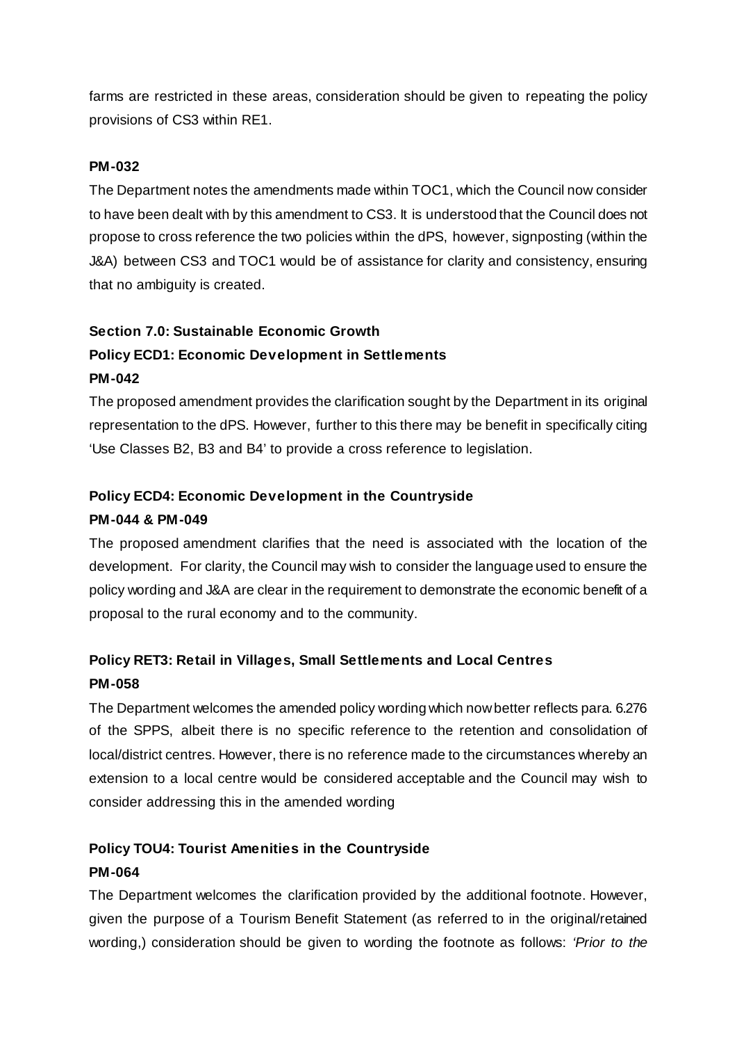farms are restricted in these areas, consideration should be given to repeating the policy provisions of CS3 within RE1.

**PM-032**

The Department notes the amendments made within TOC1, which the Council now consider to have been dealt with by this amendment to CS3. It is understood that the Council does not propose to cross reference the two policies within the dPS, however, signposting (within the J&A) between CS3 and TOC1 would be of assistance for clarity and consistency, ensuring that no ambiguity is created.

**Section 7.0: Sustainable Economic Growth**

**Policy ECD1: Economic Development in Settlements**

**PM-042**

The proposed amendment provides the clarification sought by the Department in its original representation to the dPS. However, further to this there may be benefit in specifically citing 'Use Classes B2, B3 and B4' to provide a cross reference to legislation.

**Policy ECD4: Economic Development in the Countryside**

**PM-044 & PM-049**

The proposed amendment clarifies that the need is associated with the location of the development. For clarity, the Council may wish to consider the language used to ensure the policy wording and J&A are clear in the requirement to demonstrate the economic benefit of a proposal to the rural economy and to the community.

**Policy RET3: Retail in Villages, Small Settlements and Local Centres**

**PM-058**

The Department welcomes the amended policy wording which now better reflects para. 6.276 of the SPPS, albeit there is no specific reference to the retention and consolidation of local/district centres. However, there is no reference made to the circumstances whereby an extension to a local centre would be considered acceptable and the Council may wish to consider addressing this in the amended wording

**Policy TOU4: Tourist Amenities in the Countryside**

**PM-064**

The Department welcomes the clarification provided by the additional footnote. However, given the purpose of a Tourism Benefit Statement (as referred to in the original/retained wording,) consideration should be given to wording the footnote as follows: *'Prior to the*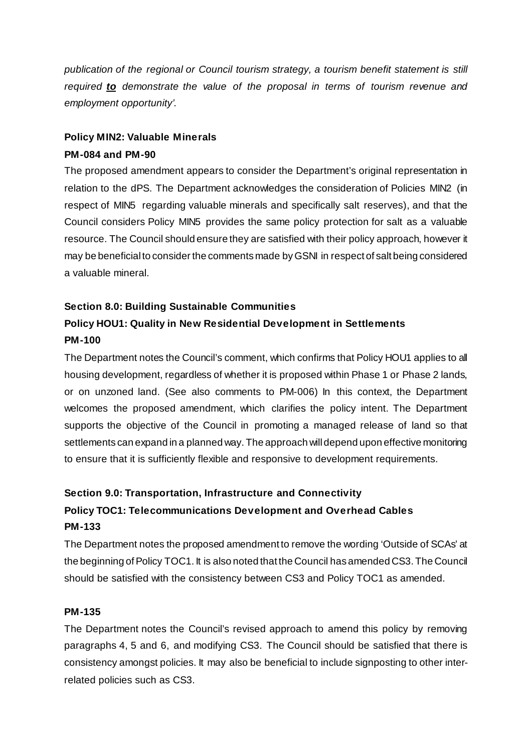*publication of the regional or Council tourism strategy, a tourism benefit statement is still required* ***to*** *demonstrate the value of the proposal in terms of tourism revenue and employment opportunity'.*

**Policy MIN2: Valuable Minerals**

**PM-084 and PM-90**

The proposed amendment appears to consider the Department's original representation in relation to the dPS. The Department acknowledges the consideration of Policies MIN2 (in respect of MIN5 regarding valuable minerals and specifically salt reserves), and that the Council considers Policy MIN5 provides the same policy protection for salt as a valuable resource. The Council should ensure they are satisfied with their policy approach, however it may be beneficial to consider the comments made by GSNI in respect of salt being considered a valuable mineral.

**Section 8.0: Building Sustainable Communities**

**Policy HOU1: Quality in New Residential Development in Settlements**

**PM-100**

The Department notes the Council's comment, which confirms that Policy HOU1 applies to all housing development, regardless of whether it is proposed within Phase 1 or Phase 2 lands, or on unzoned land. (See also comments to PM-006) In this context, the Department welcomes the proposed amendment, which clarifies the policy intent. The Department supports the objective of the Council in promoting a managed release of land so that settlements can expand in a planned way. The approach will depend upon effective monitoring to ensure that it is sufficiently flexible and responsive to development requirements.

**Section 9.0: Transportation, Infrastructure and Connectivity**

**Policy TOC1: Telecommunications Development and Overhead Cables**

**PM-133**

The Department notes the proposed amendment to remove the wording 'Outside of SCAs' at the beginning of Policy TOC1. It is also noted that the Council has amended CS3. The Council should be satisfied with the consistency between CS3 and Policy TOC1 as amended.

**PM-135**

The Department notes the Council's revised approach to amend this policy by removing paragraphs 4, 5 and 6, and modifying CS3. The Council should be satisfied that there is consistency amongst policies. It may also be beneficial to include signposting to other inter-related policies such as CS3.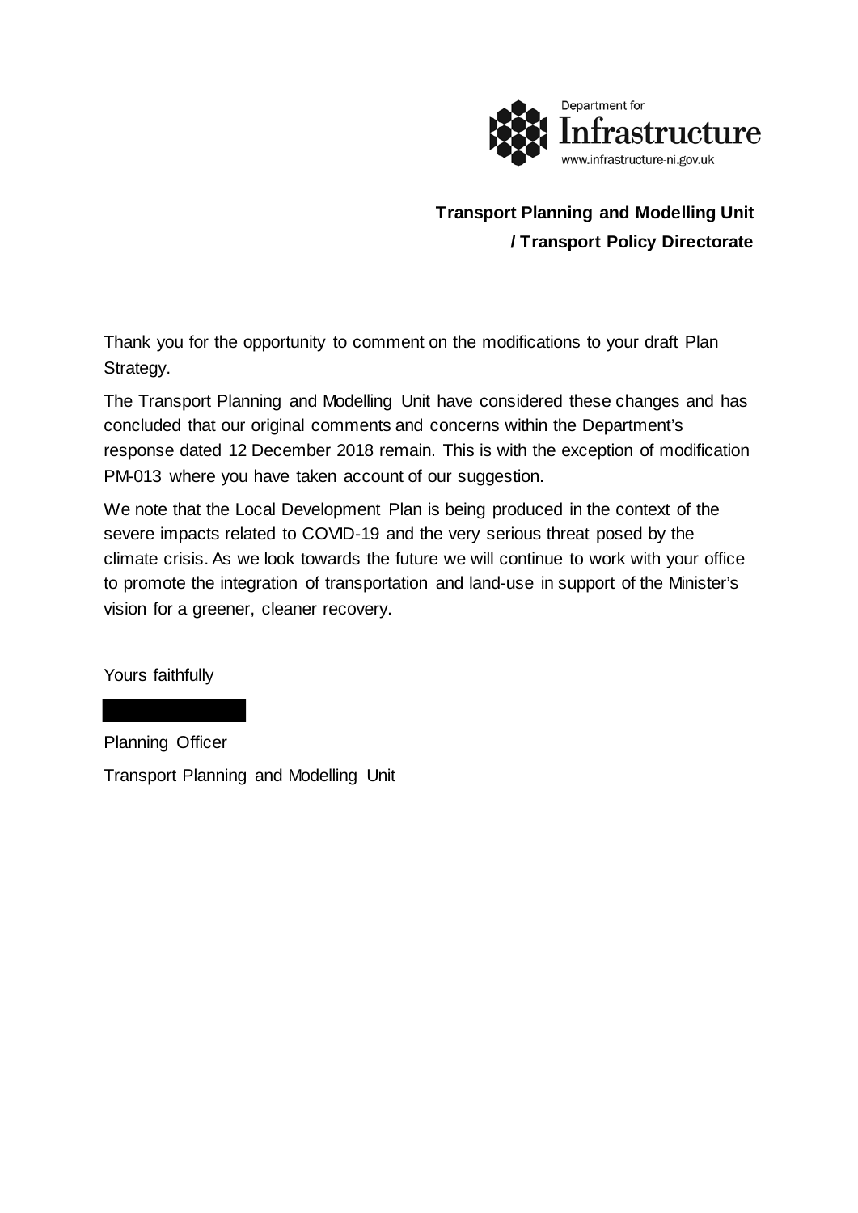Department for
Infrastructure
www.infrastructure-ni.gov.uk

**Transport Planning and Modelling Unit**
**/ Transport Policy Directorate**

Thank you for the opportunity to comment on the modifications to your draft Plan Strategy.

The Transport Planning and Modelling Unit have considered these changes and has concluded that our original comments and concerns within the Department's response dated 12 December 2018 remain. This is with the exception of modification PM-013 where you have taken account of our suggestion.

We note that the Local Development Plan is being produced in the context of the severe impacts related to COVID-19 and the very serious threat posed by the climate crisis. As we look towards the future we will continue to work with your office to promote the integration of transportation and land-use in support of the Minister's vision for a greener, cleaner recovery.

Yours faithfully

Planning Officer

Transport Planning and Modelling Unit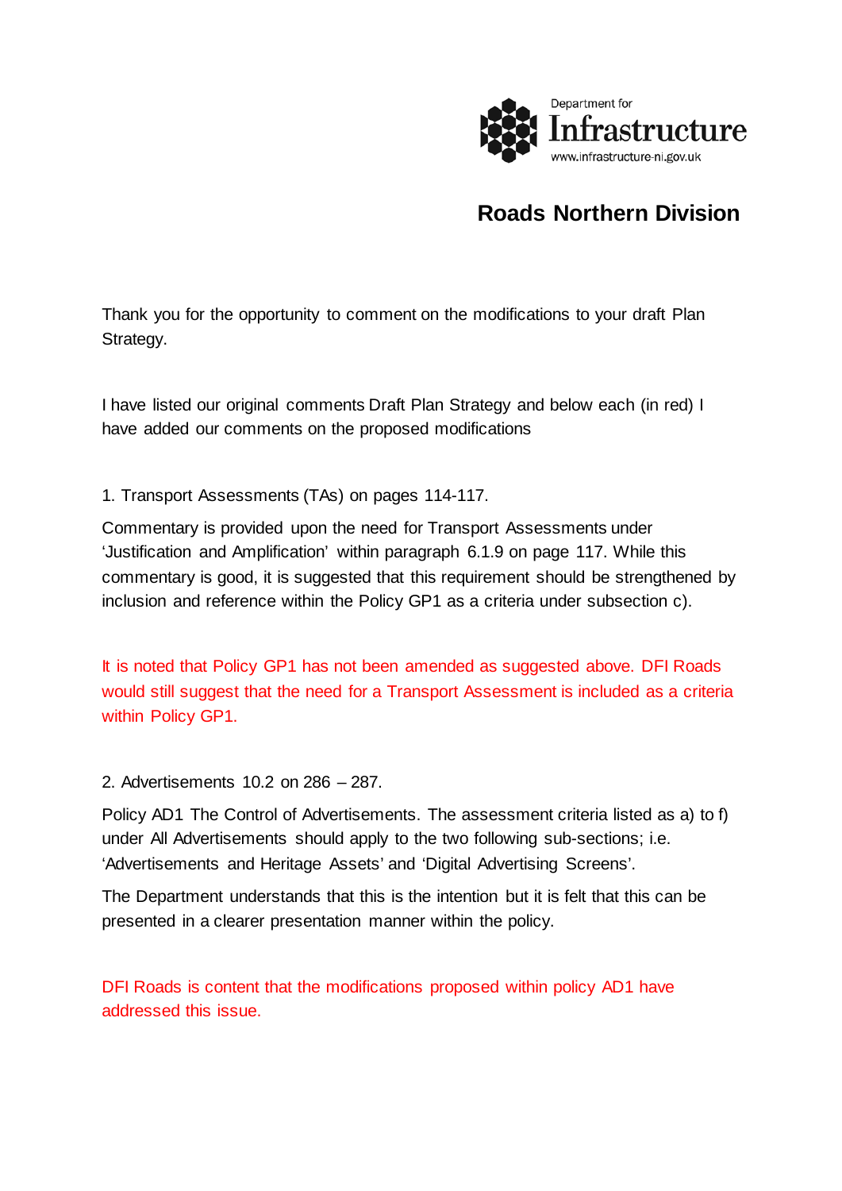Department for
Infrastructure
www.infrastructure-ni.gov.uk

## Roads Northern Division

Thank you for the opportunity to comment on the modifications to your draft Plan Strategy.

I have listed our original comments Draft Plan Strategy and below each (in red) I have added our comments on the proposed modifications

1. Transport Assessments (TAs) on pages 114-117.

Commentary is provided upon the need for Transport Assessments under 'Justification and Amplification' within paragraph 6.1.9 on page 117. While this commentary is good, it is suggested that this requirement should be strengthened by inclusion and reference within the Policy GP1 as a criteria under subsection c).

It is noted that Policy GP1 has not been amended as suggested above. DFI Roads would still suggest that the need for a Transport Assessment is included as a criteria within Policy GP1.

2. Advertisements 10.2 on 286 – 287.

Policy AD1 The Control of Advertisements. The assessment criteria listed as a) to f) under All Advertisements should apply to the two following sub-sections; i.e. 'Advertisements and Heritage Assets' and 'Digital Advertising Screens'.

The Department understands that this is the intention but it is felt that this can be presented in a clearer presentation manner within the policy.

DFI Roads is content that the modifications proposed within policy AD1 have addressed this issue.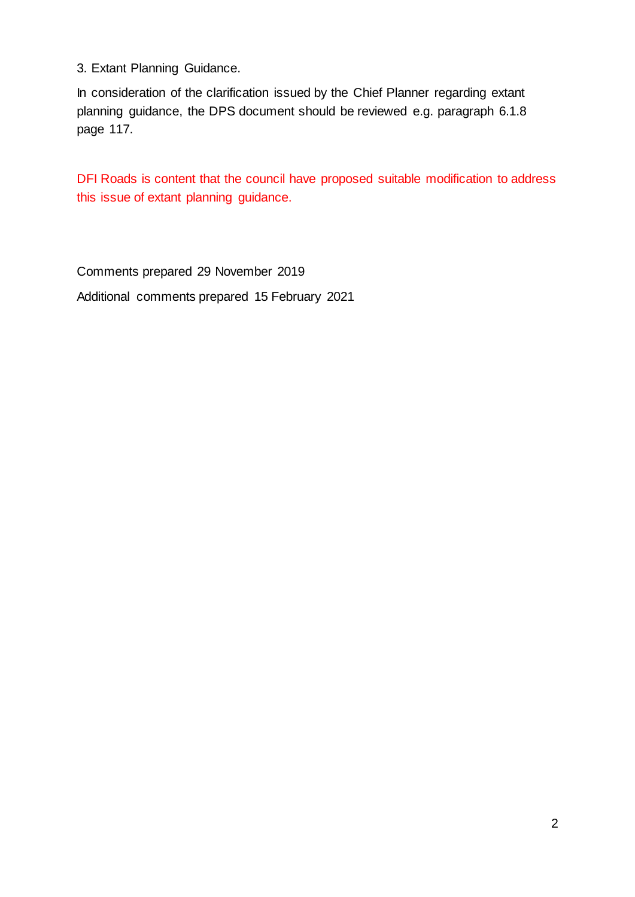3. Extant Planning Guidance.

In consideration of the clarification issued by the Chief Planner regarding extant planning guidance, the DPS document should be reviewed e.g. paragraph 6.1.8 page 117.

DFI Roads is content that the council have proposed suitable modification to address this issue of extant planning guidance.

Comments prepared 29 November 2019

Additional comments prepared 15 February 2021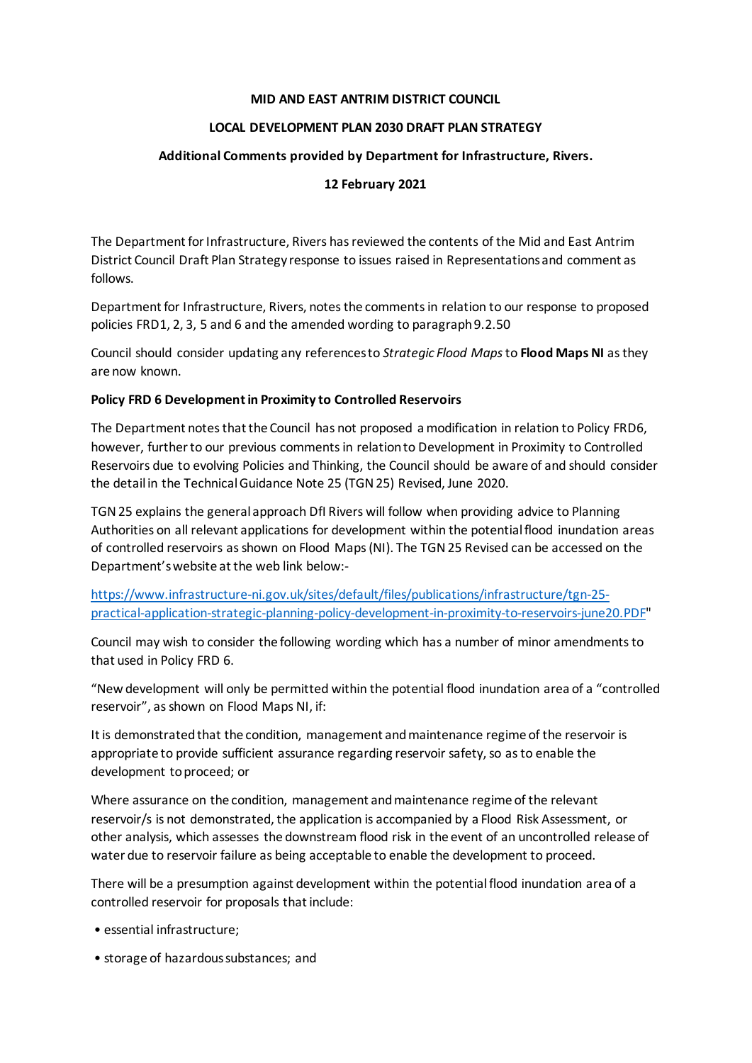**MID AND EAST ANTRIM DISTRICT COUNCIL**

**LOCAL DEVELOPMENT PLAN 2030 DRAFT PLAN STRATEGY**

**Additional Comments provided by Department for Infrastructure, Rivers.**

**12 February 2021**

The Department for Infrastructure, Rivers has reviewed the contents of the Mid and East Antrim District Council Draft Plan Strategy response to issues raised in Representations and comment as follows.

Department for Infrastructure, Rivers, notes the comments in relation to our response to proposed policies FRD1, 2, 3, 5 and 6 and the amended wording to paragraph 9.2.50

Council should consider updating any references to *Strategic Flood Maps* to **Flood Maps NI** as they are now known.

**Policy FRD 6 Development in Proximity to Controlled Reservoirs**

The Department notes that the Council has not proposed a modification in relation to Policy FRD6, however, further to our previous comments in relation to Development in Proximity to Controlled Reservoirs due to evolving Policies and Thinking, the Council should be aware of and should consider the detail in the Technical Guidance Note 25 (TGN 25) Revised, June 2020.

TGN 25 explains the general approach DfI Rivers will follow when providing advice to Planning Authorities on all relevant applications for development within the potential flood inundation areas of controlled reservoirs as shown on Flood Maps (NI). The TGN 25 Revised can be accessed on the Department's website at the web link below:-

https://www.infrastructure-ni.gov.uk/sites/default/files/publications/infrastructure/tgn-25-practical-application-strategic-planning-policy-development-in-proximity-to-reservoirs-june20.PDF"

Council may wish to consider the following wording which has a number of minor amendments to that used in Policy FRD 6.

"New development will only be permitted within the potential flood inundation area of a "controlled reservoir", as shown on Flood Maps NI, if:

It is demonstrated that the condition, management and maintenance regime of the reservoir is appropriate to provide sufficient assurance regarding reservoir safety, so as to enable the development to proceed; or

Where assurance on the condition, management and maintenance regime of the relevant reservoir/s is not demonstrated, the application is accompanied by a Flood Risk Assessment, or other analysis, which assesses the downstream flood risk in the event of an uncontrolled release of water due to reservoir failure as being acceptable to enable the development to proceed.

There will be a presumption against development within the potential flood inundation area of a controlled reservoir for proposals that include:

- essential infrastructure;
- storage of hazardous substances; and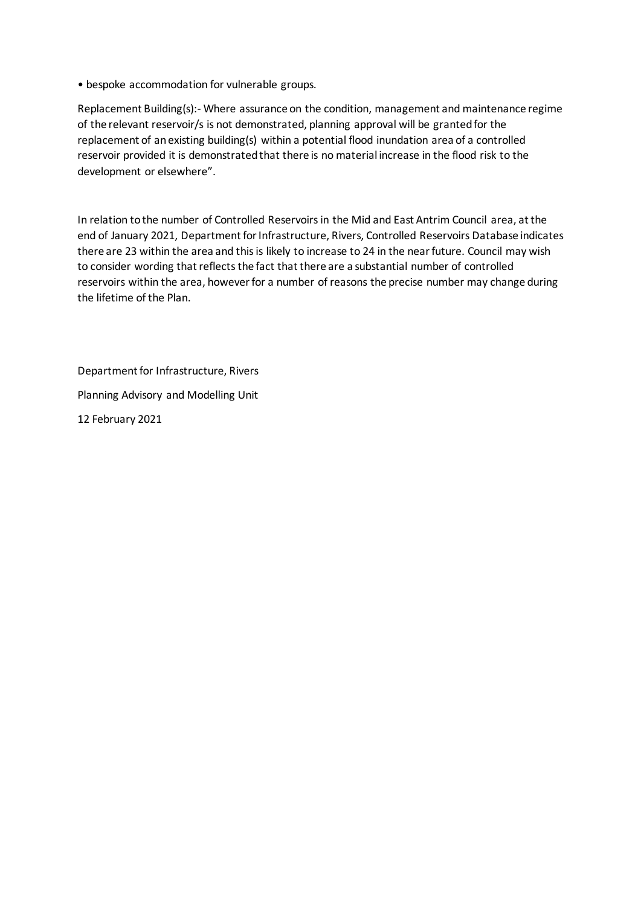• bespoke accommodation for vulnerable groups.

Replacement Building(s):- Where assurance on the condition, management and maintenance regime of the relevant reservoir/s is not demonstrated, planning approval will be granted for the replacement of an existing building(s) within a potential flood inundation area of a controlled reservoir provided it is demonstrated that there is no material increase in the flood risk to the development or elsewhere".

In relation to the number of Controlled Reservoirs in the Mid and East Antrim Council area, at the end of January 2021, Department for Infrastructure, Rivers, Controlled Reservoirs Database indicates there are 23 within the area and this is likely to increase to 24 in the near future. Council may wish to consider wording that reflects the fact that there are a substantial number of controlled reservoirs within the area, however for a number of reasons the precise number may change during the lifetime of the Plan.

Department for Infrastructure, Rivers

Planning Advisory and Modelling Unit

12 February 2021